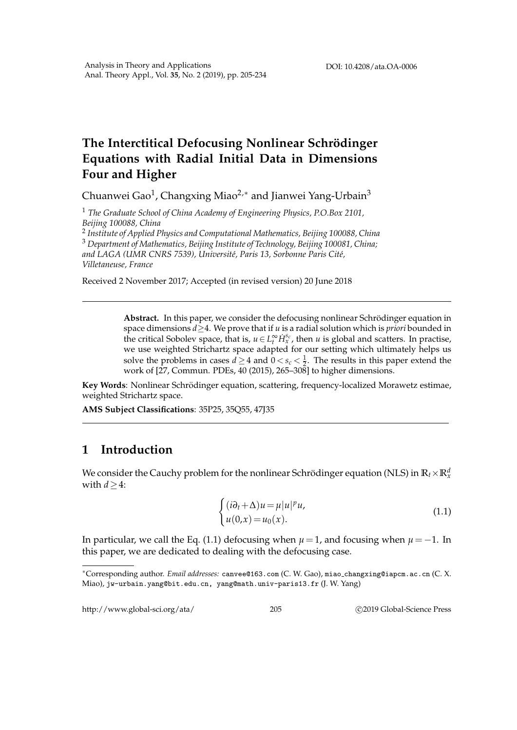# The Interctitical Defocusing Nonlinear Schrödinger Equations with Radial Initial Data in Dimensions Four and Higher

Chuanwei Gao[1], Changxing Miao[2,∗] and Jianwei Yang-Urbain[3]

[1] *The Graduate School of China Academy of Engineering Physics, P.O.Box 2101, Beijing 100088, China*

[2] *Institute of Applied Physics and Computational Mathematics, Beijing 100088, China*

[3] *Department of Mathematics, Beijing Institute of Technology, Beijing 100081, China; and LAGA (UMR CNRS 7539), Université, Paris 13, Sorbonne Paris Cité, Villetaneuse, France*

Received 2 November 2017; Accepted (in revised version) 20 June 2018

---

**Abstract.** In this paper, we consider the defocusing nonlinear Schrödinger equation in space dimensions $d \geq 4$. We prove that if $u$ is a radial solution which is *priori* bounded in the critical Sobolev space, that is, $u \in L_t^\infty \dot{H}_x^{s_c}$, then $u$ is global and scatters. In practise, we use weighted Strichartz space adapted for our setting which ultimately helps us solve the problems in cases $d \geq 4$ and $0 < s_c < \frac{1}{2}$. The results in this paper extend the work of [27, Commun. PDEs, 40 (2015), 265–308] to higher dimensions.

**Key Words**: Nonlinear Schrödinger equation, scattering, frequency-localized Morawetz estimae, weighted Strichartz space.

**AMS Subject Classifications**: 35P25, 35Q55, 47J35

---

## 1 Introduction

We consider the Cauchy problem for the nonlinear Schrödinger equation (NLS) in $\mathbb{R}_t \times \mathbb{R}_x^d$ with $d \geq 4$:

$$\begin{cases} (i\partial_t + \Delta)u = \mu |u|^p u, \\ u(0,x) = u_0(x). \end{cases} \tag{1.1}$$

In particular, we call the Eq. (1.1) defocusing when $\mu = 1$, and focusing when $\mu = -1$. In this paper, we are dedicated to dealing with the defocusing case.

---

∗Corresponding author. *Email addresses:* canvee@163.com (C. W. Gao), miao_changxing@iapcm.ac.cn (C. X. Miao), jw-urbain.yang@bit.edu.cn, yang@math.univ-paris13.fr (J. W. Yang)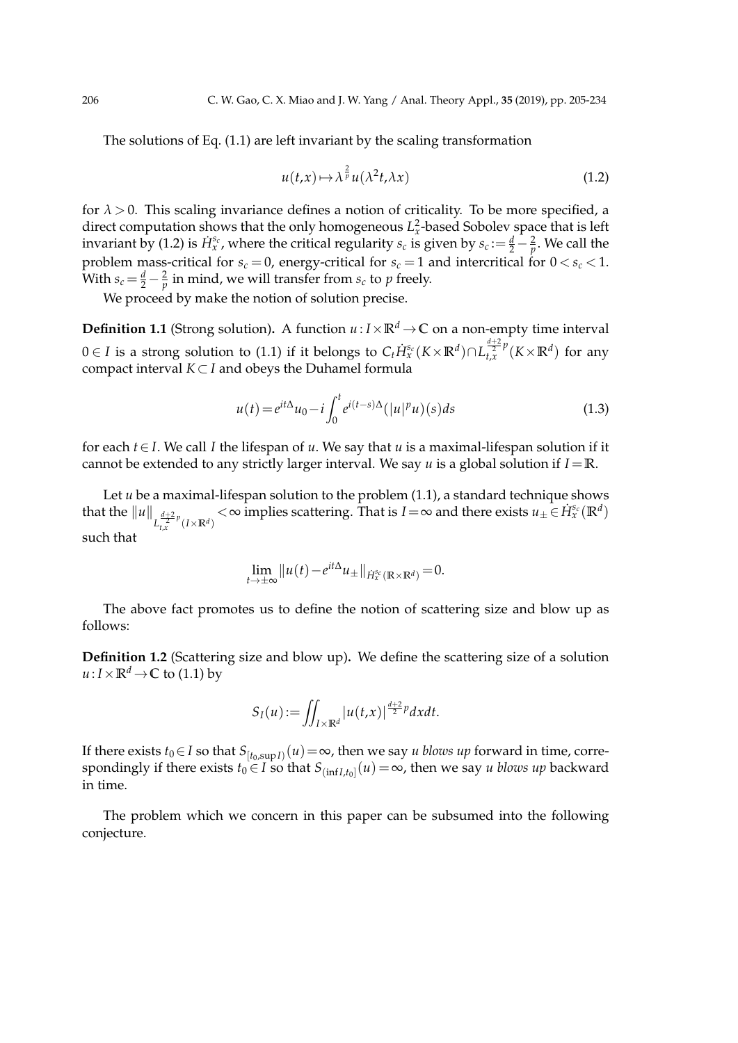The solutions of Eq. (1.1) are left invariant by the scaling transformation

$$u(t,x) \mapsto \lambda^{\frac{2}{p}} u(\lambda^2 t, \lambda x) \tag{1.2}$$

for $\lambda > 0$. This scaling invariance defines a notion of criticality. To be more specified, a direct computation shows that the only homogeneous $L_x^2$-based Sobolev space that is left invariant by (1.2) is $\dot{H}_x^{s_c}$, where the critical regularity $s_c$ is given by $s_c := \frac{d}{2} - \frac{2}{p}$. We call the problem mass-critical for $s_c = 0$, energy-critical for $s_c = 1$ and intercritical for $0 < s_c < 1$. With $s_c = \frac{d}{2} - \frac{2}{p}$ in mind, we will transfer from $s_c$ to $p$ freely.

We proceed by make the notion of solution precise.

**Definition 1.1** (Strong solution)**.** A function $u : I \times \mathbb{R}^d \to \mathbb{C}$ on a non-empty time interval $0 \in I$ is a strong solution to (1.1) if it belongs to $C_t \dot{H}_x^{s_c}(K \times \mathbb{R}^d) \cap L_{t,x}^{\frac{d+2}{2}p}(K \times \mathbb{R}^d)$ for any compact interval $K \subset I$ and obeys the Duhamel formula

$$u(t) = e^{it\Delta} u_0 - i \int_0^t e^{i(t-s)\Delta}(|u|^p u)(s) ds \tag{1.3}$$

for each $t \in I$. We call $I$ the lifespan of $u$. We say that $u$ is a maximal-lifespan solution if it cannot be extended to any strictly larger interval. We say $u$ is a global solution if $I = \mathbb{R}$.

Let $u$ be a maximal-lifespan solution to the problem (1.1), a standard technique shows that the $\|u\|_{L_{t,x}^{\frac{d+2}{2}p}(I \times \mathbb{R}^d)} < \infty$ implies scattering. That is $I = \infty$ and there exists $u_{\pm} \in \dot{H}_x^{s_c}(\mathbb{R}^d)$ such that

$$\lim_{t \to \pm\infty} \|u(t) - e^{it\Delta} u_{\pm}\|_{\dot{H}_x^{s_c}(\mathbb{R} \times \mathbb{R}^d)} = 0.$$

The above fact promotes us to define the notion of scattering size and blow up as follows:

**Definition 1.2** (Scattering size and blow up)**.** We define the scattering size of a solution $u : I \times \mathbb{R}^d \to \mathbb{C}$ to (1.1) by

$$S_I(u) := \iint_{I \times \mathbb{R}^d} |u(t,x)|^{\frac{d+2}{2}p} dx dt.$$

If there exists $t_0 \in I$ so that $S_{[t_0, \sup I)}(u) = \infty$, then we say *u blows up* forward in time, correspondingly if there exists $t_0 \in I$ so that $S_{(\inf I, t_0]}(u) = \infty$, then we say *u blows up* backward in time.

The problem which we concern in this paper can be subsumed into the following conjecture.